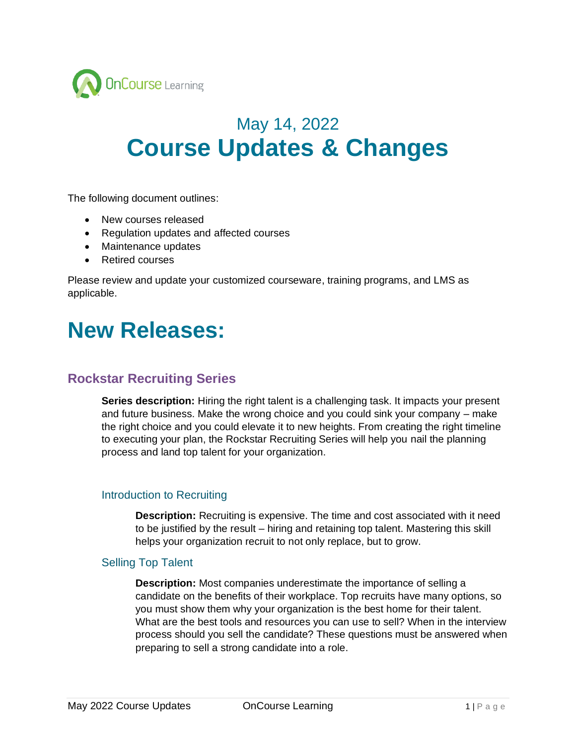May 14, 2022

# Course Updates & Changes

The following document outlines:

- New courses released
- Regulation updates and affected courses
- Maintenance updates
- Retired courses

Please review and update your customized courseware, training programs, and LMS as applicable.

# New Releases:

## Rockstar Recruiting Series

**Series description:** Hiring the right talent is a challenging task. It impacts your present and future business. Make the wrong choice and you could sink your company – make the right choice and you could elevate it to new heights. From creating the right timeline to executing your plan, the Rockstar Recruiting Series will help you nail the planning process and land top talent for your organization.

### Introduction to Recruiting

**Description:** Recruiting is expensive. The time and cost associated with it need to be justified by the result – hiring and retaining top talent. Mastering this skill helps your organization recruit to not only replace, but to grow.

### Selling Top Talent

**Description:** Most companies underestimate the importance of selling a candidate on the benefits of their workplace. Top recruits have many options, so you must show them why your organization is the best home for their talent. What are the best tools and resources you can use to sell? When in the interview process should you sell the candidate? These questions must be answered when preparing to sell a strong candidate into a role.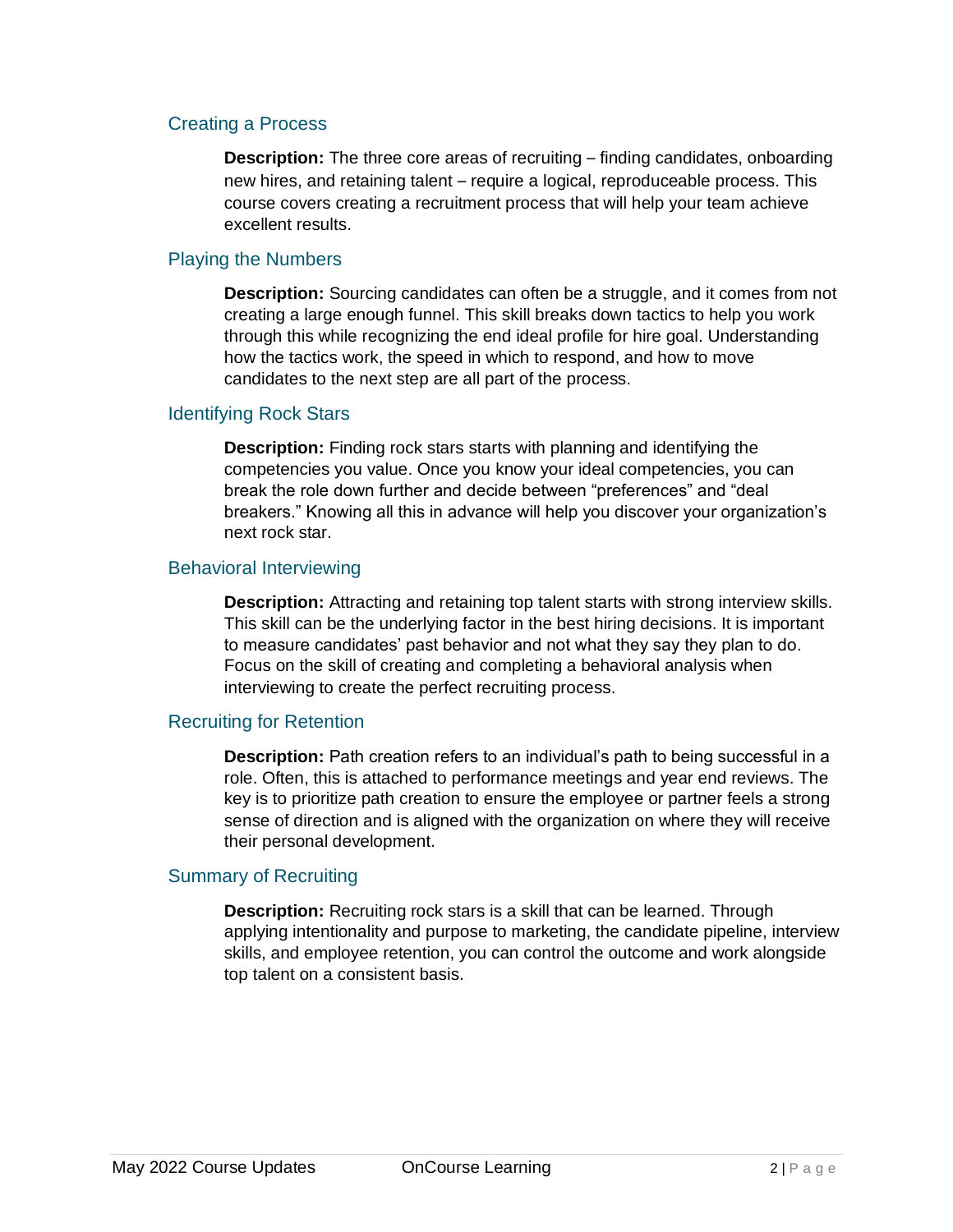## Creating a Process

**Description:** The three core areas of recruiting – finding candidates, onboarding new hires, and retaining talent – require a logical, reproduceable process. This course covers creating a recruitment process that will help your team achieve excellent results.

## Playing the Numbers

**Description:** Sourcing candidates can often be a struggle, and it comes from not creating a large enough funnel. This skill breaks down tactics to help you work through this while recognizing the end ideal profile for hire goal. Understanding how the tactics work, the speed in which to respond, and how to move candidates to the next step are all part of the process.

## Identifying Rock Stars

**Description:** Finding rock stars starts with planning and identifying the competencies you value. Once you know your ideal competencies, you can break the role down further and decide between "preferences" and "deal breakers." Knowing all this in advance will help you discover your organization's next rock star.

## Behavioral Interviewing

**Description:** Attracting and retaining top talent starts with strong interview skills. This skill can be the underlying factor in the best hiring decisions. It is important to measure candidates' past behavior and not what they say they plan to do. Focus on the skill of creating and completing a behavioral analysis when interviewing to create the perfect recruiting process.

## Recruiting for Retention

**Description:** Path creation refers to an individual's path to being successful in a role. Often, this is attached to performance meetings and year end reviews. The key is to prioritize path creation to ensure the employee or partner feels a strong sense of direction and is aligned with the organization on where they will receive their personal development.

## Summary of Recruiting

**Description:** Recruiting rock stars is a skill that can be learned. Through applying intentionality and purpose to marketing, the candidate pipeline, interview skills, and employee retention, you can control the outcome and work alongside top talent on a consistent basis.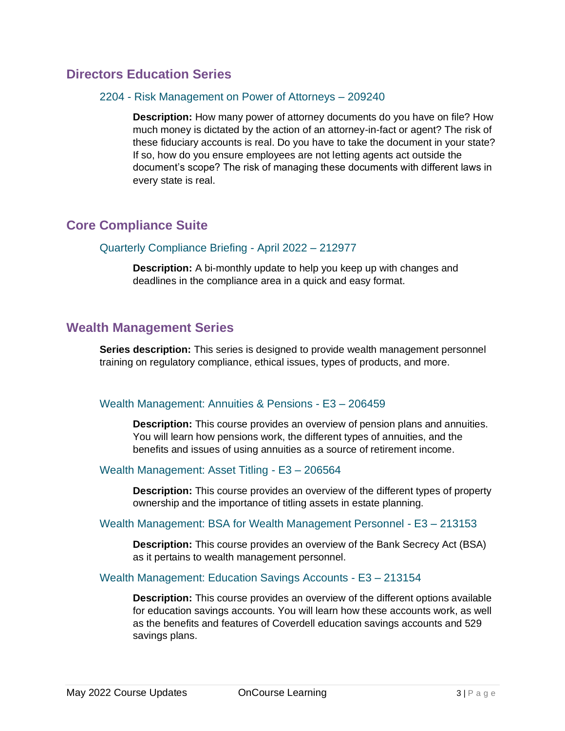## Directors Education Series

### 2204 - Risk Management on Power of Attorneys – 209240

**Description:** How many power of attorney documents do you have on file? How much money is dictated by the action of an attorney-in-fact or agent? The risk of these fiduciary accounts is real. Do you have to take the document in your state? If so, how do you ensure employees are not letting agents act outside the document's scope? The risk of managing these documents with different laws in every state is real.

## Core Compliance Suite

### Quarterly Compliance Briefing - April 2022 – 212977

**Description:** A bi-monthly update to help you keep up with changes and deadlines in the compliance area in a quick and easy format.

## Wealth Management Series

**Series description:** This series is designed to provide wealth management personnel training on regulatory compliance, ethical issues, types of products, and more.

### Wealth Management: Annuities & Pensions - E3 – 206459

**Description:** This course provides an overview of pension plans and annuities. You will learn how pensions work, the different types of annuities, and the benefits and issues of using annuities as a source of retirement income.

### Wealth Management: Asset Titling - E3 – 206564

**Description:** This course provides an overview of the different types of property ownership and the importance of titling assets in estate planning.

### Wealth Management: BSA for Wealth Management Personnel - E3 – 213153

**Description:** This course provides an overview of the Bank Secrecy Act (BSA) as it pertains to wealth management personnel.

### Wealth Management: Education Savings Accounts - E3 – 213154

**Description:** This course provides an overview of the different options available for education savings accounts. You will learn how these accounts work, as well as the benefits and features of Coverdell education savings accounts and 529 savings plans.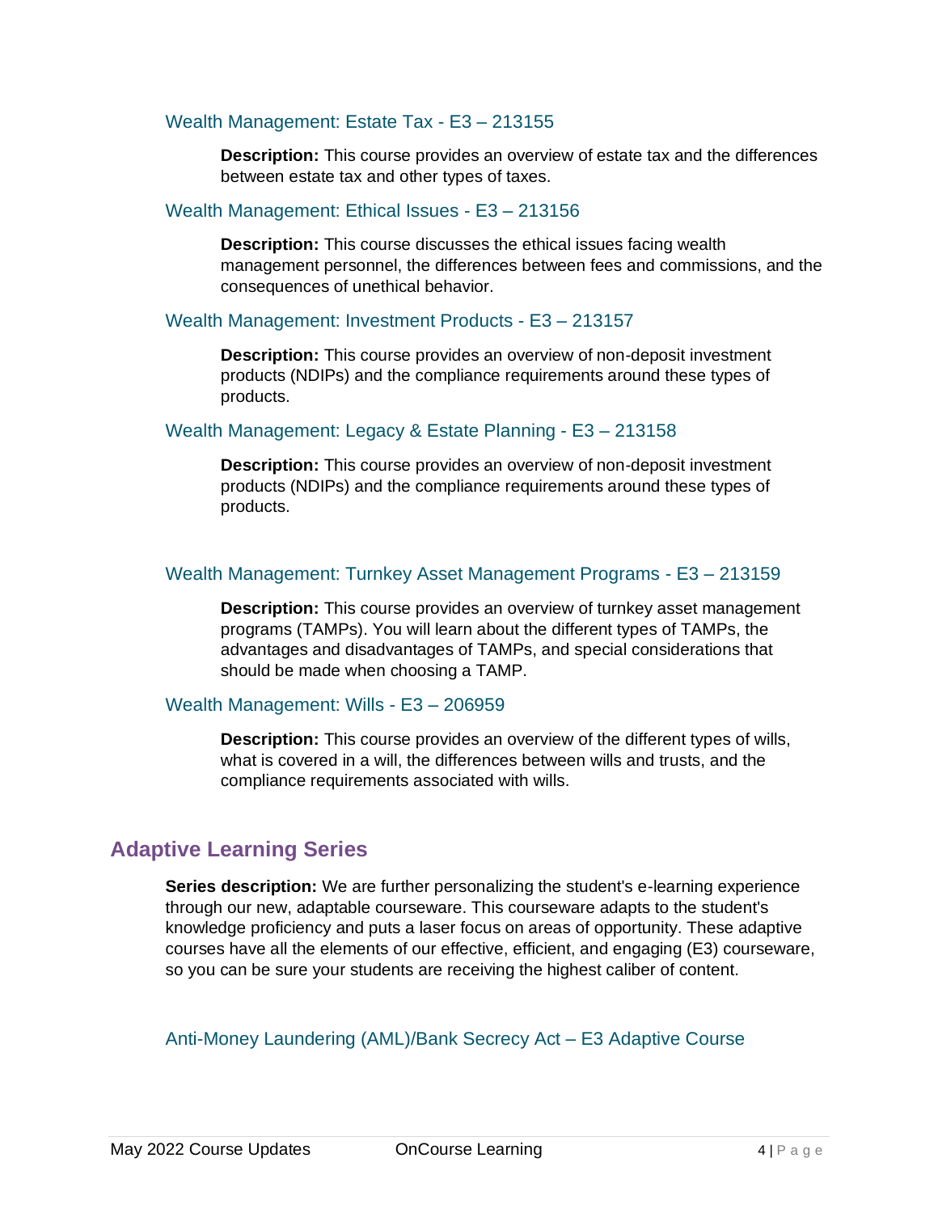### Wealth Management: Estate Tax - E3 – 213155

**Description:** This course provides an overview of estate tax and the differences between estate tax and other types of taxes.

### Wealth Management: Ethical Issues - E3 – 213156

**Description:** This course discusses the ethical issues facing wealth management personnel, the differences between fees and commissions, and the consequences of unethical behavior.

### Wealth Management: Investment Products - E3 – 213157

**Description:** This course provides an overview of non-deposit investment products (NDIPs) and the compliance requirements around these types of products.

### Wealth Management: Legacy & Estate Planning - E3 – 213158

**Description:** This course provides an overview of non-deposit investment products (NDIPs) and the compliance requirements around these types of products.

### Wealth Management: Turnkey Asset Management Programs - E3 – 213159

**Description:** This course provides an overview of turnkey asset management programs (TAMPs). You will learn about the different types of TAMPs, the advantages and disadvantages of TAMPs, and special considerations that should be made when choosing a TAMP.

### Wealth Management: Wills - E3 – 206959

**Description:** This course provides an overview of the different types of wills, what is covered in a will, the differences between wills and trusts, and the compliance requirements associated with wills.

## Adaptive Learning Series

**Series description:** We are further personalizing the student's e-learning experience through our new, adaptable courseware. This courseware adapts to the student's knowledge proficiency and puts a laser focus on areas of opportunity. These adaptive courses have all the elements of our effective, efficient, and engaging (E3) courseware, so you can be sure your students are receiving the highest caliber of content.

### Anti-Money Laundering (AML)/Bank Secrecy Act – E3 Adaptive Course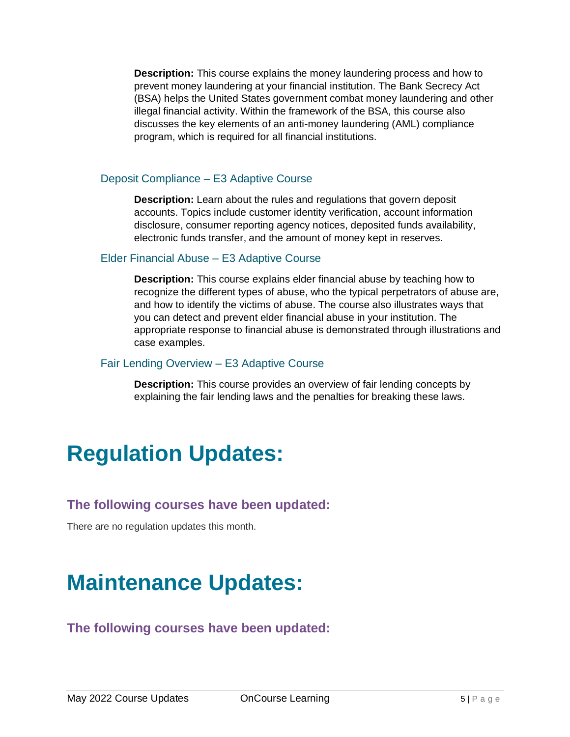**Description:** This course explains the money laundering process and how to prevent money laundering at your financial institution. The Bank Secrecy Act (BSA) helps the United States government combat money laundering and other illegal financial activity. Within the framework of the BSA, this course also discusses the key elements of an anti-money laundering (AML) compliance program, which is required for all financial institutions.

### Deposit Compliance – E3 Adaptive Course

**Description:** Learn about the rules and regulations that govern deposit accounts. Topics include customer identity verification, account information disclosure, consumer reporting agency notices, deposited funds availability, electronic funds transfer, and the amount of money kept in reserves.

### Elder Financial Abuse – E3 Adaptive Course

**Description:** This course explains elder financial abuse by teaching how to recognize the different types of abuse, who the typical perpetrators of abuse are, and how to identify the victims of abuse. The course also illustrates ways that you can detect and prevent elder financial abuse in your institution. The appropriate response to financial abuse is demonstrated through illustrations and case examples.

### Fair Lending Overview – E3 Adaptive Course

**Description:** This course provides an overview of fair lending concepts by explaining the fair lending laws and the penalties for breaking these laws.

# Regulation Updates:

## The following courses have been updated:

There are no regulation updates this month.

# Maintenance Updates:

## The following courses have been updated: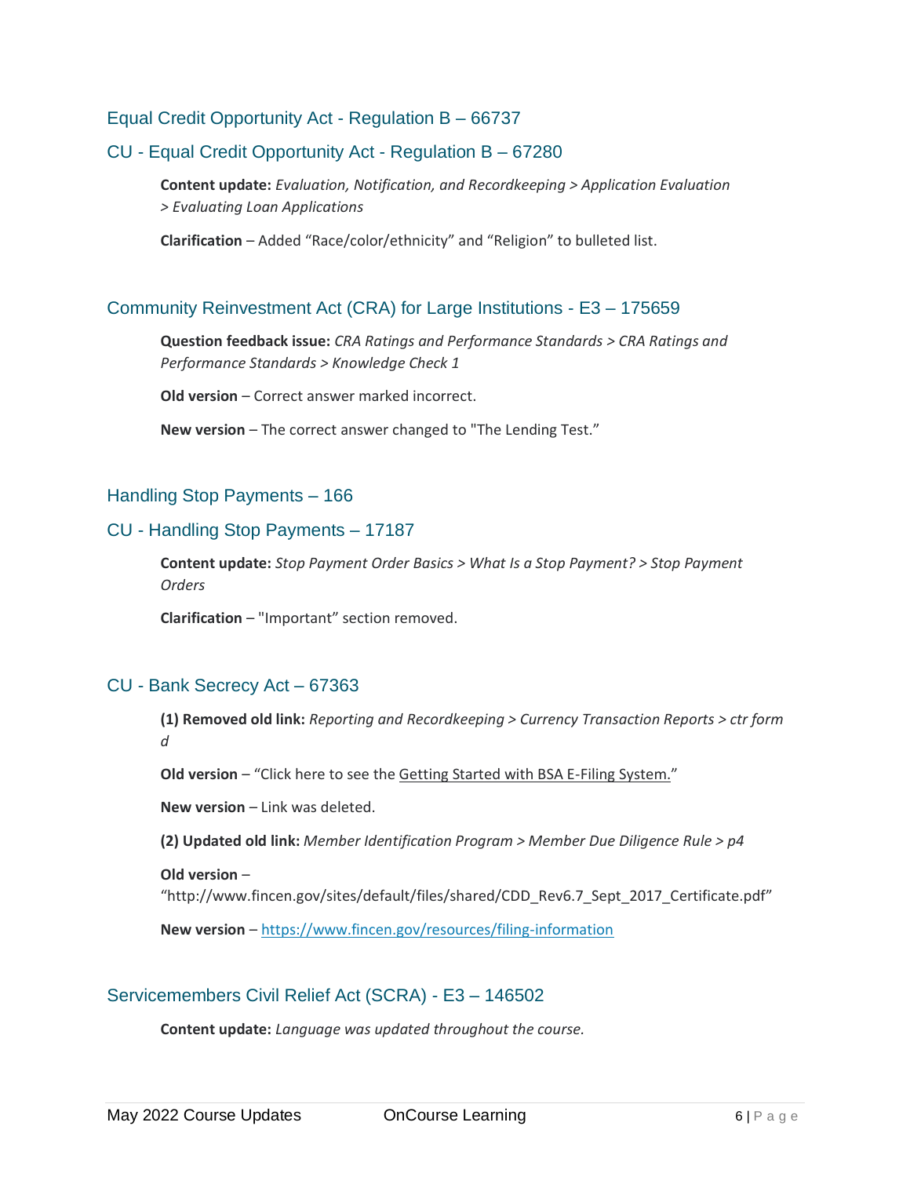## Equal Credit Opportunity Act - Regulation B – 66737

## CU - Equal Credit Opportunity Act - Regulation B – 67280

**Content update:** *Evaluation, Notification, and Recordkeeping > Application Evaluation > Evaluating Loan Applications*

**Clarification** – Added "Race/color/ethnicity" and "Religion" to bulleted list.

## Community Reinvestment Act (CRA) for Large Institutions - E3 – 175659

**Question feedback issue:** *CRA Ratings and Performance Standards > CRA Ratings and Performance Standards > Knowledge Check 1*

**Old version** – Correct answer marked incorrect.

**New version** – The correct answer changed to "The Lending Test."

## Handling Stop Payments – 166

## CU - Handling Stop Payments – 17187

**Content update:** *Stop Payment Order Basics > What Is a Stop Payment? > Stop Payment Orders*

**Clarification** – "Important" section removed.

## CU - Bank Secrecy Act – 67363

**(1) Removed old link:** *Reporting and Recordkeeping > Currency Transaction Reports > ctr form d*

**Old version** – "Click here to see the Getting Started with BSA E-Filing System."

**New version** – Link was deleted.

**(2) Updated old link:** *Member Identification Program > Member Due Diligence Rule > p4*

**Old version** – "http://www.fincen.gov/sites/default/files/shared/CDD_Rev6.7_Sept_2017_Certificate.pdf"

**New version** – https://www.fincen.gov/resources/filing-information

## Servicemembers Civil Relief Act (SCRA) - E3 – 146502

**Content update:** *Language was updated throughout the course.*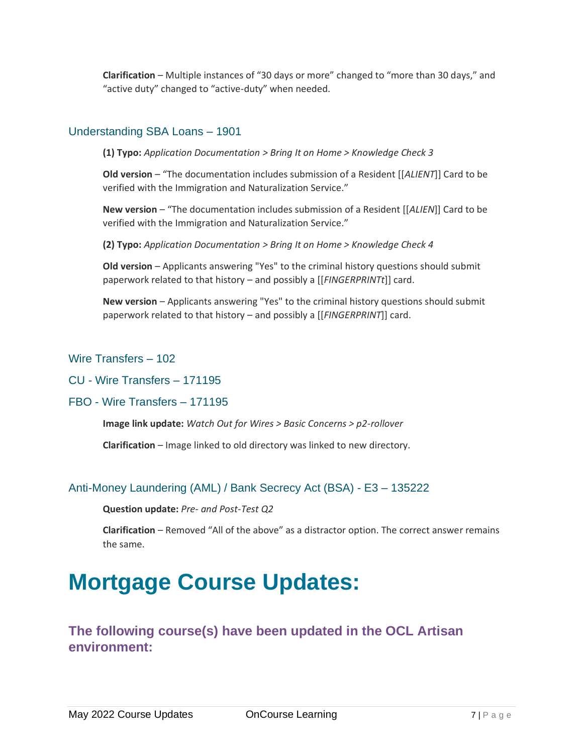**Clarification** – Multiple instances of “30 days or more” changed to “more than 30 days,” and “active duty” changed to “active-duty” when needed.

### Understanding SBA Loans – 1901

**(1) Typo:** *Application Documentation > Bring It on Home > Knowledge Check 3*

**Old version** – “The documentation includes submission of a Resident [[*ALIENT*]] Card to be verified with the Immigration and Naturalization Service.”

**New version** – “The documentation includes submission of a Resident [[*ALIEN*]] Card to be verified with the Immigration and Naturalization Service.”

**(2) Typo:** *Application Documentation > Bring It on Home > Knowledge Check 4*

**Old version** – Applicants answering "Yes" to the criminal history questions should submit paperwork related to that history – and possibly a [[*FINGERPRINTt*]] card.

**New version** – Applicants answering "Yes" to the criminal history questions should submit paperwork related to that history – and possibly a [[*FINGERPRINT*]] card.

### Wire Transfers – 102

### CU - Wire Transfers – 171195

### FBO - Wire Transfers – 171195

**Image link update:** *Watch Out for Wires > Basic Concerns > p2-rollover*

**Clarification** – Image linked to old directory was linked to new directory.

### Anti-Money Laundering (AML) / Bank Secrecy Act (BSA) - E3 – 135222

**Question update:** *Pre- and Post-Test Q2*

**Clarification** – Removed “All of the above” as a distractor option. The correct answer remains the same.

# Mortgage Course Updates:

## The following course(s) have been updated in the OCL Artisan environment: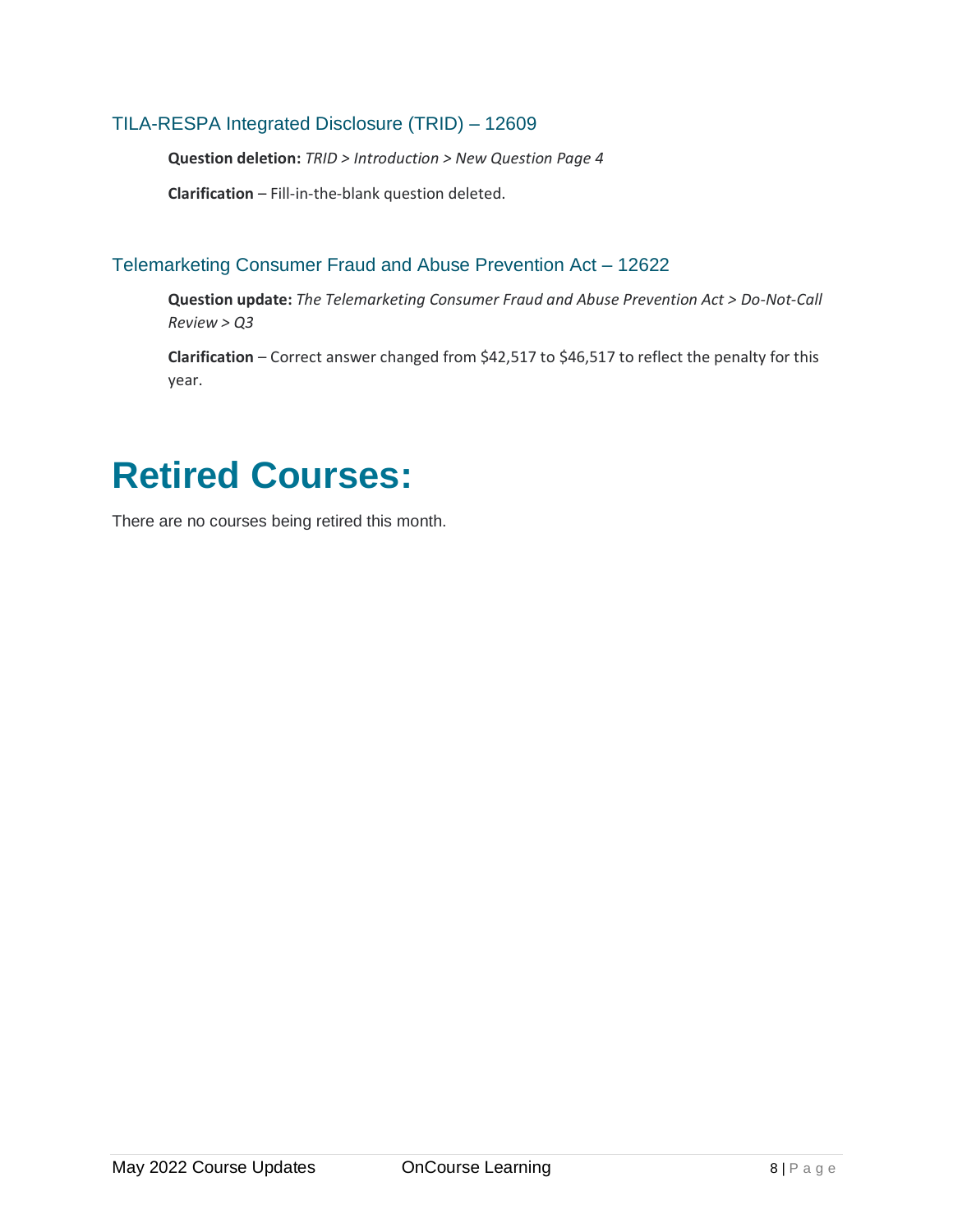### TILA-RESPA Integrated Disclosure (TRID) – 12609

**Question deletion:** *TRID > Introduction > New Question Page 4*

**Clarification** – Fill-in-the-blank question deleted.

### Telemarketing Consumer Fraud and Abuse Prevention Act – 12622

**Question update:** *The Telemarketing Consumer Fraud and Abuse Prevention Act > Do-Not-Call Review > Q3*

**Clarification** – Correct answer changed from $42,517 to $46,517 to reflect the penalty for this year.

# Retired Courses:

There are no courses being retired this month.